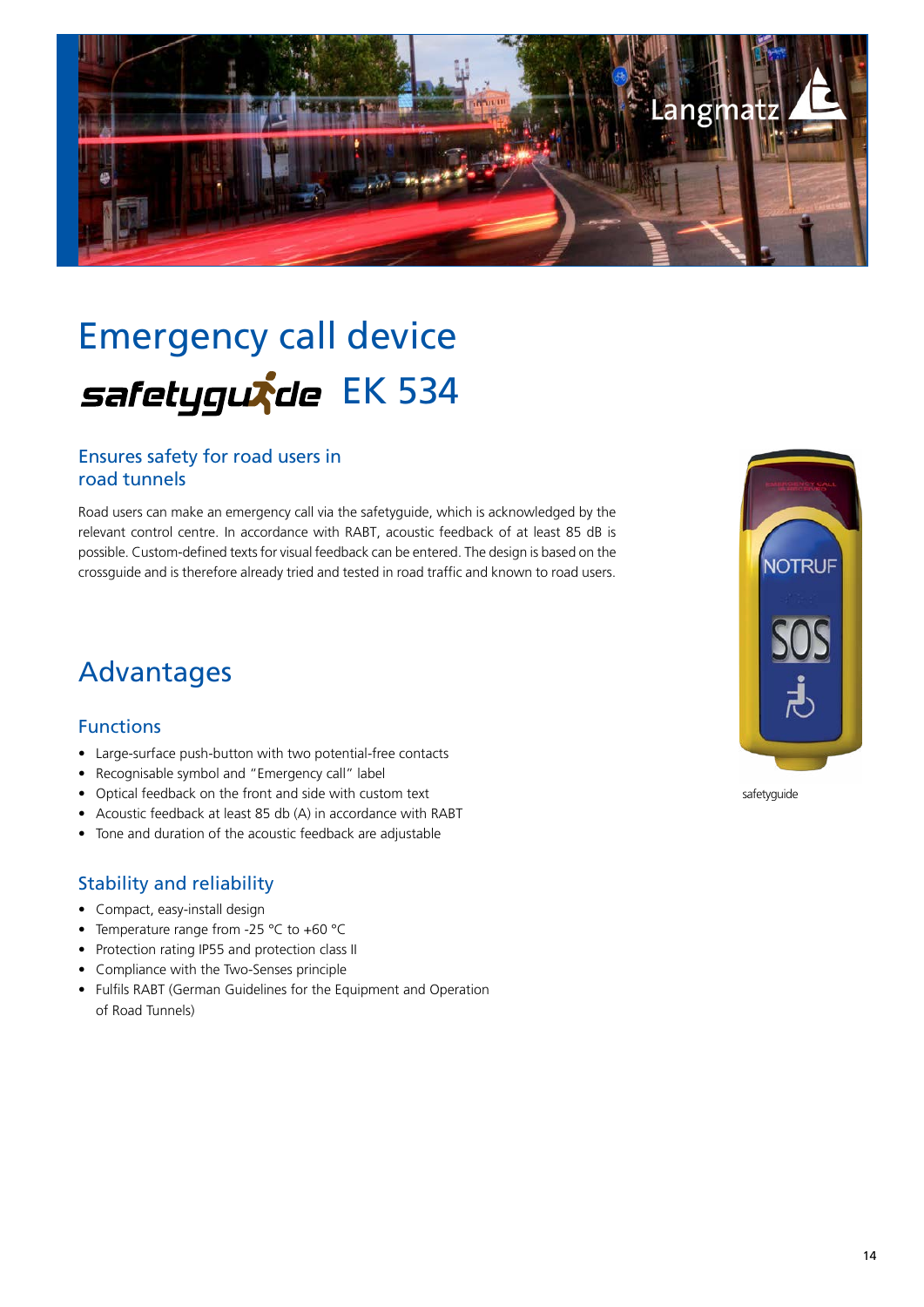# Emergency call device

## safetyguide EK 534

### Ensures safety for road users in road tunnels

Road users can make an emergency call via the safetyguide, which is acknowledged by the relevant control centre. In accordance with RABT, acoustic feedback of at least 85 dB is possible. Custom-defined texts for visual feedback can be entered. The design is based on the crossguide and is therefore already tried and tested in road traffic and known to road users.

safetyguide

## Advantages

### Functions

- Large-surface push-button with two potential-free contacts
- Recognisable symbol and "Emergency call" label
- Optical feedback on the front and side with custom text
- Acoustic feedback at least 85 db (A) in accordance with RABT
- Tone and duration of the acoustic feedback are adjustable

### Stability and reliability

- Compact, easy-install design
- Temperature range from -25 °C to +60 °C
- Protection rating IP55 and protection class II
- Compliance with the Two-Senses principle
- Fulfils RABT (German Guidelines for the Equipment and Operation of Road Tunnels)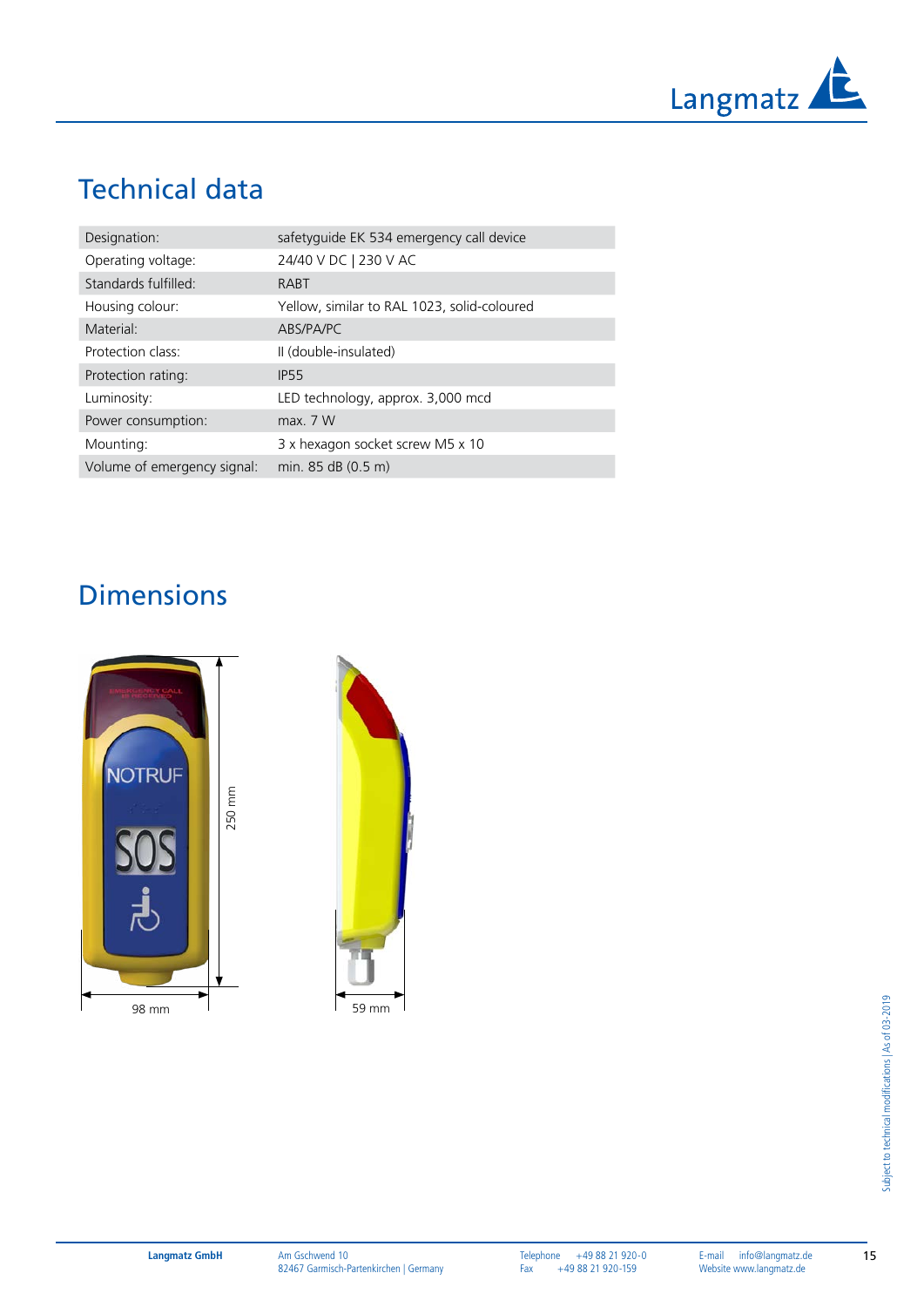# Technical data

| | |
|---|---|
| Designation: | safetyguide EK 534 emergency call device |
| Operating voltage: | 24/40 V DC \| 230 V AC |
| Standards fulfilled: | RABT |
| Housing colour: | Yellow, similar to RAL 1023, solid-coloured |
| Material: | ABS/PA/PC |
| Protection class: | II (double-insulated) |
| Protection rating: | IP55 |
| Luminosity: | LED technology, approx. 3,000 mcd |
| Power consumption: | max. 7 W |
| Mounting: | 3 x hexagon socket screw M5 x 10 |
| Volume of emergency signal: | min. 85 dB (0.5 m) |

# Dimensions

250 mm

98 mm

59 mm

Subject to technical modifications | As of 03-2019

**Langmatz GmbH**
Am Gschwend 10
82467 Garmisch-Partenkirchen | Germany
Telephone +49 88 21 920-0
Fax +49 88 21 920-159
E-mail info@langmatz.de
Website www.langmatz.de